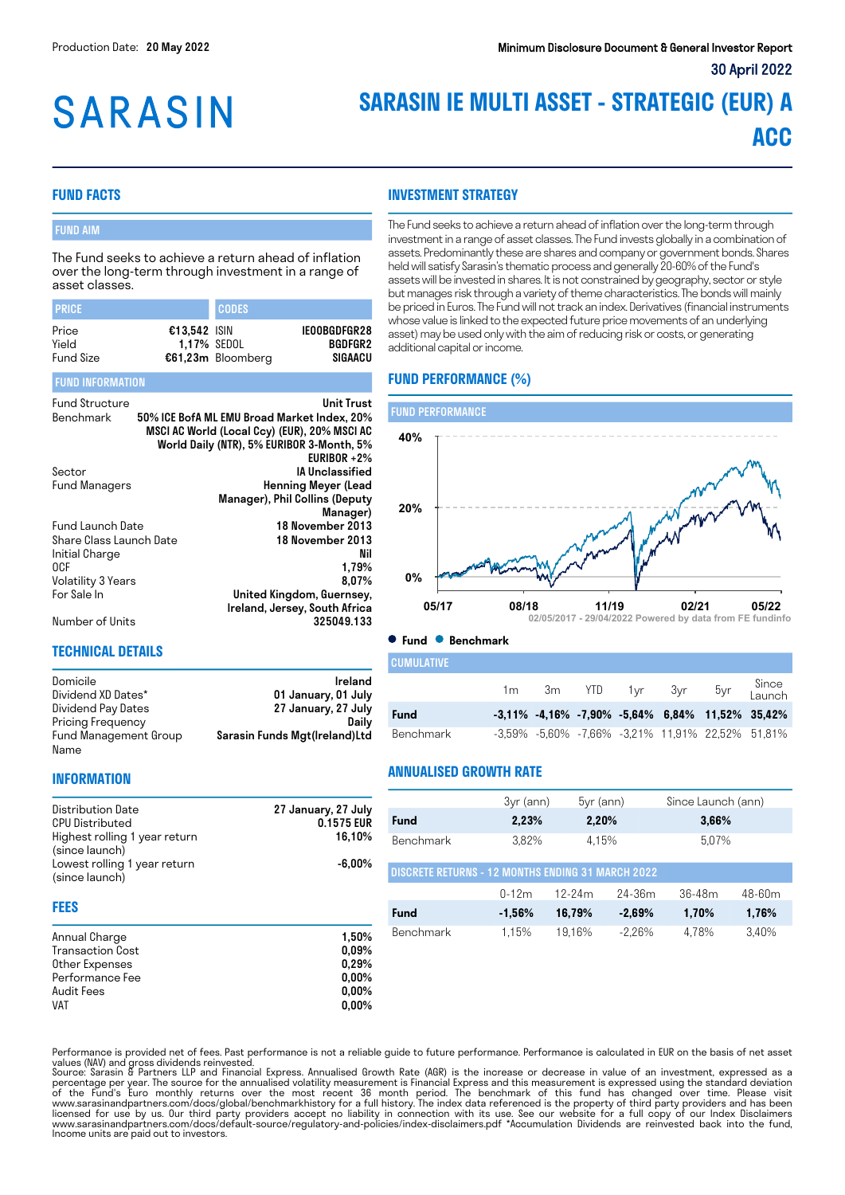Production Date: **20 May 2022**

**Minimum Disclosure Document & General Investor Report**

**30 April 2022**

# SARASIN

# SARASIN IE MULTI ASSET - STRATEGIC (EUR) A ACC

## FUND FACTS

### FUND AIM

The Fund seeks to achieve a return ahead of inflation over the long-term through investment in a range of asset classes.

| PRICE | | CODES | |
|---|---|---|---|
| Price | €13,542 | ISIN | IE00BGDFGR28 |
| Yield | 1,17% | SEDOL | BGDFGR2 |
| Fund Size | €61,23m | Bloomberg | SIGAACU |

### FUND INFORMATION

| | |
|---|---|
| Fund Structure | Unit Trust |
| Benchmark | 50% ICE BofA ML EMU Broad Market Index, 20% MSCI AC World (Local Ccy) (EUR), 20% MSCI AC World Daily (NTR), 5% EURIBOR 3-Month, 5% EURIBOR +2% |
| Sector | IA Unclassified |
| Fund Managers | Henning Meyer (Lead Manager), Phil Collins (Deputy Manager) |
| Fund Launch Date | 18 November 2013 |
| Share Class Launch Date | 18 November 2013 |
| Initial Charge | Nil |
| OCF | 1,79% |
| Volatility 3 Years | 8,07% |
| For Sale In | United Kingdom, Guernsey, Ireland, Jersey, South Africa |
| Number of Units | 325049.133 |

## TECHNICAL DETAILS

| | |
|---|---|
| Domicile | Ireland |
| Dividend XD Dates* | 01 January, 01 July |
| Dividend Pay Dates | 27 January, 27 July |
| Pricing Frequency | Daily |
| Fund Management Group Name | Sarasin Funds Mgt(Ireland)Ltd |

## INFORMATION

| | |
|---|---|
| Distribution Date | 27 January, 27 July |
| CPU Distributed | 0.1575 EUR |
| Highest rolling 1 year return (since launch) | 16,10% |
| Lowest rolling 1 year return (since launch) | -6,00% |

## FEES

| | |
|---|---|
| Annual Charge | 1,50% |
| Transaction Cost | 0,09% |
| Other Expenses | 0,29% |
| Performance Fee | 0,00% |
| Audit Fees | 0,00% |
| VAT | 0,00% |

## INVESTMENT STRATEGY

The Fund seeks to achieve a return ahead of inflation over the long-term through investment in a range of asset classes. The Fund invests globally in a combination of assets. Predominantly these are shares and company or government bonds. Shares held will satisfy Sarasin's thematic process and generally 20-60% of the Fund's assets will be invested in shares. It is not constrained by geography, sector or style but manages risk through a variety of theme characteristics. The bonds will mainly be priced in Euros. The Fund will not track an index. Derivatives (financial instruments whose value is linked to the expected future price movements of an underlying asset) may be used only with the aim of reducing risk or costs, or generating additional capital or income.

## FUND PERFORMANCE (%)

### FUND PERFORMANCE

02/05/2017 - 29/04/2022 Powered by data from FE fundinfo

● Fund ● Benchmark

### CUMULATIVE

| | 1m | 3m | YTD | 1yr | 3yr | 5yr | Since Launch |
|---|---|---|---|---|---|---|---|
| **Fund** | **-3,11%** | **-4,16%** | **-7,90%** | **-5,64%** | **6,84%** | **11,52%** | **35,42%** |
| Benchmark | -3,59% | -5,60% | -7,66% | -3,21% | 11,91% | 22,52% | 51,81% |

## ANNUALISED GROWTH RATE

| | 3yr (ann) | 5yr (ann) | Since Launch (ann) |
|---|---|---|---|
| **Fund** | **2,23%** | **2,20%** | **3,66%** |
| Benchmark | 3,82% | 4,15% | 5,07% |

### DISCRETE RETURNS - 12 MONTHS ENDING 31 MARCH 2022

| | 0-12m | 12-24m | 24-36m | 36-48m | 48-60m |
|---|---|---|---|---|---|
| **Fund** | **-1,56%** | **16,79%** | **-2,69%** | **1,70%** | **1,76%** |
| Benchmark | 1,15% | 19,16% | -2,26% | 4,78% | 3,40% |

Performance is provided net of fees. Past performance is not a reliable guide to future performance. Performance is calculated in EUR on the basis of net asset values (NAV) and gross dividends reinvested.
Source: Sarasin & Partners LLP and Financial Express. Annualised Growth Rate (AGR) is the increase or decrease in value of an investment, expressed as a percentage per year. The source for the annualised volatility measurement is Financial Express and this measurement is expressed using the standard deviation of the Fund's Euro monthly returns over the most recent 36 month period. The benchmark of this fund has changed over time. Please visit www.sarasinandpartners.com/docs/global/benchmarkhistory for a full history. The index data referenced is the property of third party providers and has been licensed for use by us. Our third party providers accept no liability in connection with its use. See our website for a full copy of our Index Disclaimers www.sarasinandpartners.com/docs/default-source/regulatory-and-policies/index-disclaimers.pdf *Accumulation Dividends are reinvested back into the fund, Income units are paid out to investors.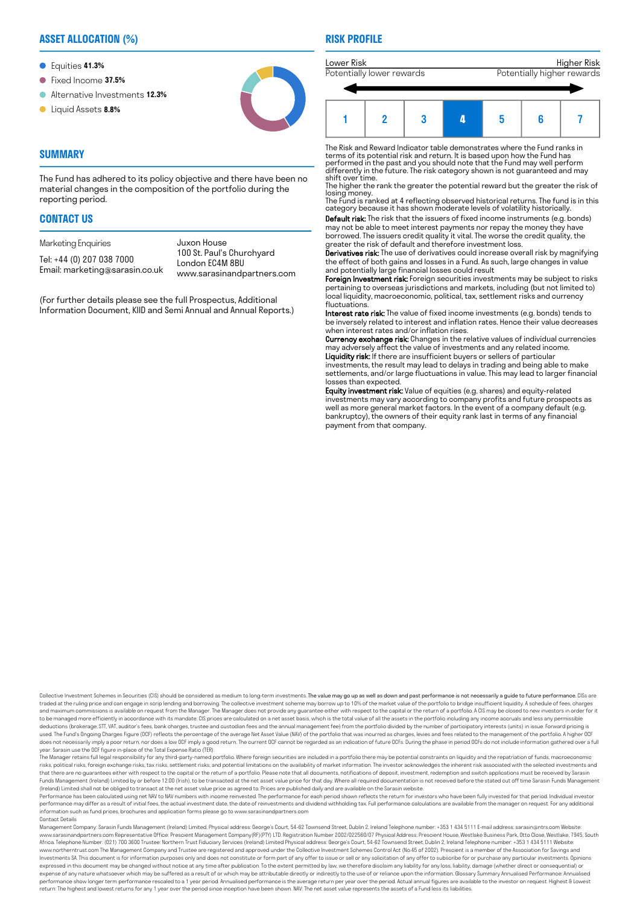## ASSET ALLOCATION (%)

- Equities **41.3%**
- Fixed Income **37.5%**
- Alternative Investments **12.3%**
- Liquid Assets **8.8%**

## SUMMARY

The Fund has adhered to its policy objective and there have been no material changes in the composition of the portfolio during the reporting period.

## CONTACT US

Marketing Enquiries

Tel: +44 (0) 207 038 7000
Email: marketing@sarasin.co.uk

Juxon House
100 St. Paul's Churchyard
London EC4M 8BU
www.sarasinandpartners.com

(For further details please see the full Prospectus, Additional Information Document, KIID and Semi Annual and Annual Reports.)

## RISK PROFILE

Lower Risk
Potentially lower rewards

Higher Risk
Potentially higher rewards

| 1 | 2 | 3 | **4** | 5 | 6 | 7 |
|---|---|---|---|---|---|---|

The Risk and Reward Indicator table demonstrates where the Fund ranks in terms of its potential risk and return. It is based upon how the Fund has performed in the past and you should note that the Fund may well perform differently in the future. The risk category shown is not guaranteed and may shift over time.
The higher the rank the greater the potential reward but the greater the risk of losing money.
The Fund is ranked at 4 reflecting observed historical returns. The fund is in this category because it has shown moderate levels of volatility historically.

**Default risk:** The risk that the issuers of fixed income instruments (e.g. bonds) may not be able to meet interest payments nor repay the money they have borrowed. The issuers credit quality it vital. The worse the credit quality, the greater the risk of default and therefore investment loss.
**Derivatives risk:** The use of derivatives could increase overall risk by magnifying the effect of both gains and losses in a Fund. As such, large changes in value and potentially large financial losses could result
**Foreign Investment risk:** Foreign securities investments may be subject to risks pertaining to overseas jurisdictions and markets, including (but not limited to) local liquidity, macroeconomic, political, tax, settlement risks and currency fluctuations.
**Interest rate risk:** The value of fixed income investments (e.g. bonds) tends to be inversely related to interest and inflation rates. Hence their value decreases when interest rates and/or inflation rises.
**Currency exchange risk:** Changes in the relative values of individual currencies may adversely affect the value of investments and any related income.
**Liquidity risk:** If there are insufficient buyers or sellers of particular investments, the result may lead to delays in trading and being able to make settlements, and/or large fluctuations in value. This may lead to larger financial losses than expected.
**Equity investment risk:** Value of equities (e.g. shares) and equity-related investments may vary according to company profits and future prospects as well as more general market factors. In the event of a company default (e.g. bankruptcy), the owners of their equity rank last in terms of any financial payment from that company.

Collective Investment Schemes in Securities (CIS) should be considered as medium to long-term investments. **The value may go up as well as down and past performance is not necessarily a guide to future performance.** CISs are traded at the ruling price and can engage in scrip lending and borrowing. The collective investment scheme may borrow up to 10% of the market value of the portfolio to bridge insufficient liquidity. A schedule of fees, charges and maximum commissions is available on request from the Manager. The Manager does not provide any guarantee either with respect to the capital or the return of a portfolio. A CIS may be closed to new investors in order for it to be managed more efficiently in accordance with its mandate. CIS prices are calculated on a net asset basis, which is the total value of all the assets in the portfolio including any income accruals and less any permissible deductions (brokerage, STT, VAT, auditor's fees, bank charges, trustee and custodian fees and the annual management fee) from the portfolio divided by the number of participatory interests (units) in issue. Forward pricing is used. The Fund's Ongoing Charges Figure (OCF) reflects the percentage of the average Net Asset Value (NAV) of the portfolio that was incurred as charges, levies and fees related to the management of the portfolio. A higher OCF does not necessarily imply a poor return, nor does a low OCF imply a good return. The current OCF cannot be regarded as an indication of future OCFs. During the phase in period OCFs do not include information gathered over a full year. Sarasin use the OCF figure in-place of the Total Expense Ratio (TER).
The Manager retains full legal responsibility for any third-party-named portfolio. Where foreign securities are included in a portfolio there may be potential constraints on liquidity and the repatriation of funds, macroeconomic risks, political risks, foreign exchange risks, tax risks, settlement risks; and potential limitations on the availability of market information. The investor acknowledges the inherent risk associated with the selected investments and that there are no guarantees either with respect to the capital or the return of a portfolio. Please note that all documents, notifications of deposit, investment, redemption and switch applications must be received by Sarasin Funds Management (Ireland) Limited by or before 12:00 (Irish), to be transacted at the net asset value price for that day. Where all required documentation is not received before the stated cut off time Sarasin Funds Management (Ireland) Limited shall not be obliged to transact at the net asset value price as agreed to. Prices are published daily and are available on the Sarasin website.
Performance has been calculated using net NAV to NAV numbers with income reinvested. The performance for each period shown reflects the return for investors who have been fully invested for that period. Individual investor performance may differ as a result of initial fees, the actual investment date, the date of reinvestments and dividend withholding tax. Full performance calculations are available from the manager on request. For any additional information such as fund prices, brochures and application forms please go to www.sarasinandpartners.com
Contact Details
Management Company: Sarasin Funds Management (Ireland) Limited, Physical address: George's Court, 54-62 Townsend Street, Dublin 2, Ireland Telephone number: +353 1 434 5111 E-mail address: sarasin@ntrs.com Website: www.sarasinandpartners.com Representative Office: Prescient Management Company(RF)(PTY) LTD. Registration Number 2002/022560/07 Physical Address: Prescient House, Westlake Business Park, Otto Close, Westlake, 7945, South Africa. Telephone Number: (021) 700 3600 Trustee: Northern Trust Fiduciary Services (Ireland) Limited Physical address: George's Court, 54-62 Townsend Street, Dublin 2, Ireland Telephone number: +353 1 434 5111 Website: www.northerntrust.com The Management Company and Trustee are registered and approved under the Collective Investment Schemes Control Act (No.45 of 2002). Prescient is a member of the Association for Savings and Investments SA. This document is for information purposes only and does not constitute or form part of any offer to issue or sell or any solicitation of any offer to subscribe for or purchase any particular investments. Opinions expressed in this document may be changed without notice at any time after publication. To the extent permitted by law, we therefore disclaim any liability for any loss, liability, damage (whether direct or consequential) or expense of any nature whatsoever which may be suffered as a result of or which may be attributable directly or indirectly to the use of or reliance upon the information. Glossary Summary Annualised Performance: Annualised performance show longer term performance rescaled to a 1 year period. Annualised performance is the average return per year over the period. Actual annual figures are available to the investor on request. Highest & Lowest return: The highest and lowest returns for any 1 year over the period since inception have been shown. NAV: The net asset value represents the assets of a Fund less its liabilities.